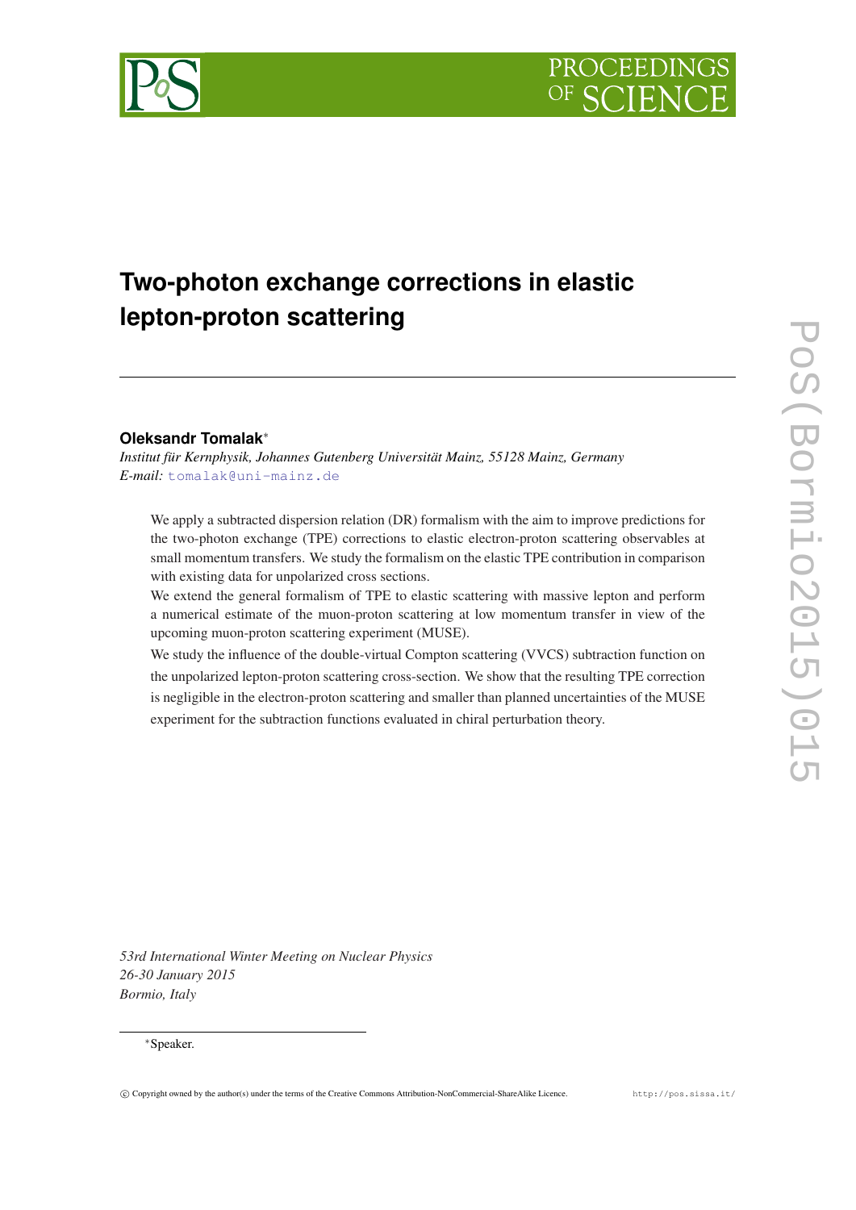# Two-photon exchange corrections in elastic lepton-proton scattering

**Oleksandr Tomalak***

*Institut für Kernphysik, Johannes Gutenberg Universität Mainz, 55128 Mainz, Germany*
*E-mail:* tomalak@uni-mainz.de

We apply a subtracted dispersion relation (DR) formalism with the aim to improve predictions for the two-photon exchange (TPE) corrections to elastic electron-proton scattering observables at small momentum transfers. We study the formalism on the elastic TPE contribution in comparison with existing data for unpolarized cross sections.

We extend the general formalism of TPE to elastic scattering with massive lepton and perform a numerical estimate of the muon-proton scattering at low momentum transfer in view of the upcoming muon-proton scattering experiment (MUSE).

We study the influence of the double-virtual Compton scattering (VVCS) subtraction function on the unpolarized lepton-proton scattering cross-section. We show that the resulting TPE correction is negligible in the electron-proton scattering and smaller than planned uncertainties of the MUSE experiment for the subtraction functions evaluated in chiral perturbation theory.

*53rd International Winter Meeting on Nuclear Physics*
*26-30 January 2015*
*Bormio, Italy*

*Speaker.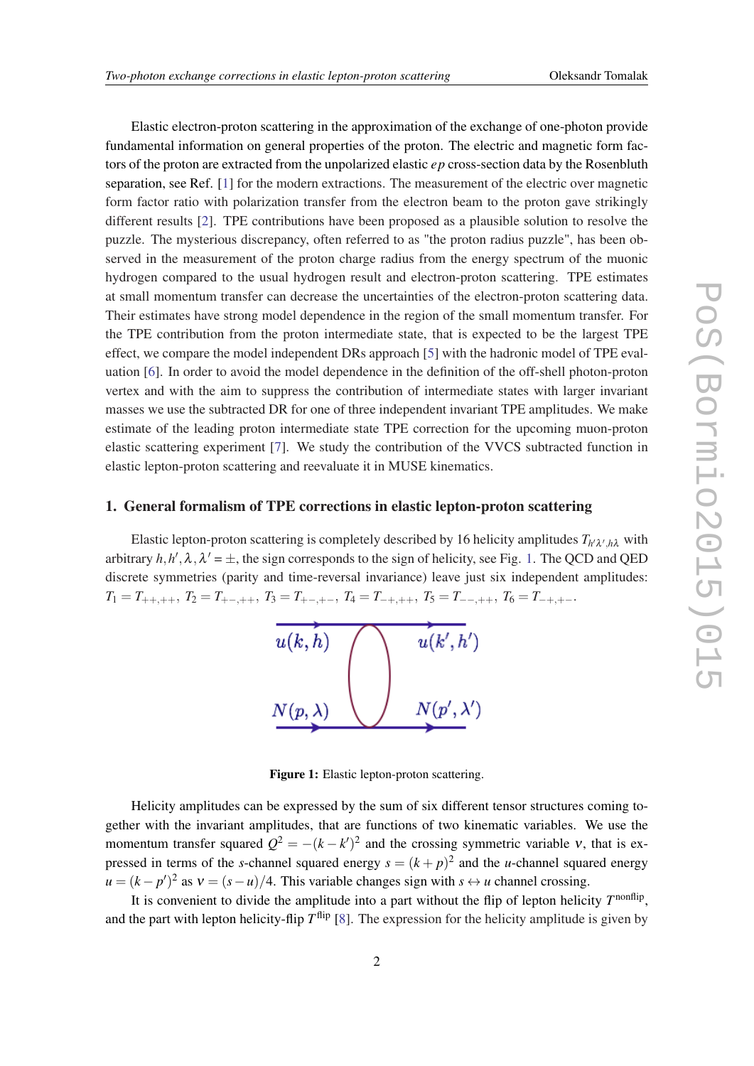Elastic electron-proton scattering in the approximation of the exchange of one-photon provide fundamental information on general properties of the proton. The electric and magnetic form factors of the proton are extracted from the unpolarized elastic $ep$ cross-section data by the Rosenbluth separation, see Ref. [1] for the modern extractions. The measurement of the electric over magnetic form factor ratio with polarization transfer from the electron beam to the proton gave strikingly different results [2]. TPE contributions have been proposed as a plausible solution to resolve the puzzle. The mysterious discrepancy, often referred to as "the proton radius puzzle", has been observed in the measurement of the proton charge radius from the energy spectrum of the muonic hydrogen compared to the usual hydrogen result and electron-proton scattering. TPE estimates at small momentum transfer can decrease the uncertainties of the electron-proton scattering data. Their estimates have strong model dependence in the region of the small momentum transfer. For the TPE contribution from the proton intermediate state, that is expected to be the largest TPE effect, we compare the model independent DRs approach [5] with the hadronic model of TPE evaluation [6]. In order to avoid the model dependence in the definition of the off-shell photon-proton vertex and with the aim to suppress the contribution of intermediate states with larger invariant masses we use the subtracted DR for one of three independent invariant TPE amplitudes. We make estimate of the leading proton intermediate state TPE correction for the upcoming muon-proton elastic scattering experiment [7]. We study the contribution of the VVCS subtracted function in elastic lepton-proton scattering and reevaluate it in MUSE kinematics.

## 1. General formalism of TPE corrections in elastic lepton-proton scattering

Elastic lepton-proton scattering is completely described by 16 helicity amplitudes $T_{h'\lambda',h\lambda}$ with arbitrary $h, h', \lambda, \lambda' = \pm$, the sign corresponds to the sign of helicity, see Fig. 1. The QCD and QED discrete symmetries (parity and time-reversal invariance) leave just six independent amplitudes: $T_1 = T_{++,++}$, $T_2 = T_{+-,++}$, $T_3 = T_{+-,+-}$, $T_4 = T_{-+,++}$, $T_5 = T_{--,++}$, $T_6 = T_{-+,+-}$.

$u(k,h)$ $u(k',h')$

$N(p,\lambda)$ $N(p',\lambda')$

**Figure 1:** Elastic lepton-proton scattering.

Helicity amplitudes can be expressed by the sum of six different tensor structures coming together with the invariant amplitudes, that are functions of two kinematic variables. We use the momentum transfer squared $Q^2 = -(k-k')^2$ and the crossing symmetric variable $\nu$, that is expressed in terms of the $s$-channel squared energy $s = (k+p)^2$ and the $u$-channel squared energy $u = (k-p')^2$ as $\nu = (s-u)/4$. This variable changes sign with $s \leftrightarrow u$ channel crossing.

It is convenient to divide the amplitude into a part without the flip of lepton helicity $T^{\mathrm{nonflip}}$, and the part with lepton helicity-flip $T^{\mathrm{flip}}$ [8]. The expression for the helicity amplitude is given by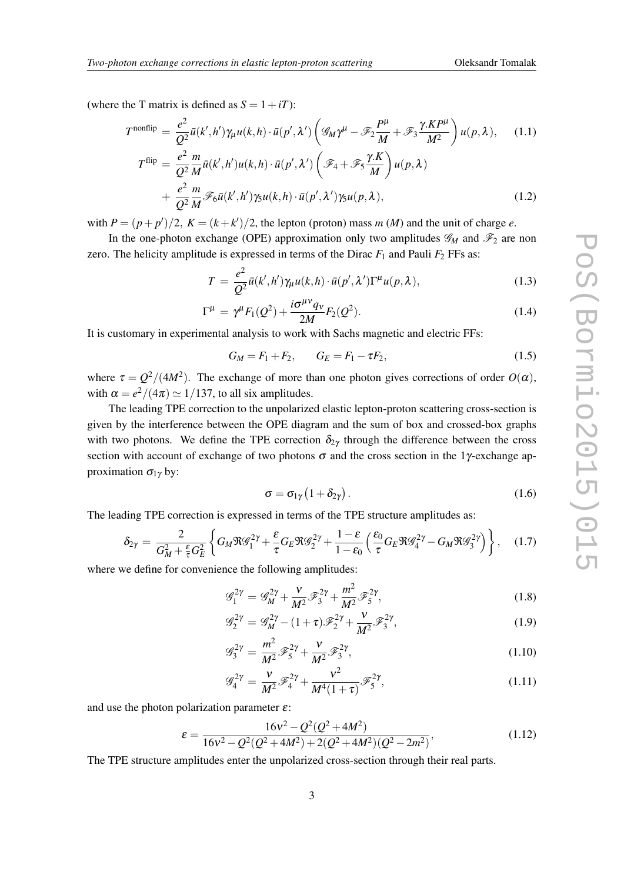(where the T matrix is defined as $S = 1 + iT$):

$$T^{\text{nonflip}} = \frac{e^2}{Q^2}\bar{u}(k',h')\gamma_\mu u(k,h)\cdot\bar{u}(p',\lambda')\left(\mathscr{G}_M\gamma^\mu - \mathscr{F}_2\frac{P^\mu}{M} + \mathscr{F}_3\frac{\gamma.KP^\mu}{M^2}\right)u(p,\lambda), \quad (1.1)$$

$$T^{\text{flip}} = \frac{e^2}{Q^2}\frac{m}{M}\bar{u}(k',h')u(k,h)\cdot\bar{u}(p',\lambda')\left(\mathscr{F}_4 + \mathscr{F}_5\frac{\gamma.K}{M}\right)u(p,\lambda)$$
$$+ \frac{e^2}{Q^2}\frac{m}{M}\mathscr{F}_6\bar{u}(k',h')\gamma_5 u(k,h)\cdot\bar{u}(p',\lambda')\gamma_5 u(p,\lambda), \quad (1.2)$$

with $P = (p+p')/2$, $K = (k+k')/2$, the lepton (proton) mass $m$ ($M$) and the unit of charge $e$.

In the one-photon exchange (OPE) approximation only two amplitudes $\mathscr{G}_M$ and $\mathscr{F}_2$ are non zero. The helicity amplitude is expressed in terms of the Dirac $F_1$ and Pauli $F_2$ FFs as:

$$T = \frac{e^2}{Q^2}\bar{u}(k',h')\gamma_\mu u(k,h)\cdot\bar{u}(p',\lambda')\Gamma^\mu u(p,\lambda), \quad (1.3)$$

$$\Gamma^\mu = \gamma^\mu F_1(Q^2) + \frac{i\sigma^{\mu\nu}q_\nu}{2M}F_2(Q^2). \quad (1.4)$$

It is customary in experimental analysis to work with Sachs magnetic and electric FFs:

$$G_M = F_1 + F_2, \qquad G_E = F_1 - \tau F_2, \quad (1.5)$$

where $\tau = Q^2/(4M^2)$. The exchange of more than one photon gives corrections of order $O(\alpha)$, with $\alpha = e^2/(4\pi) \simeq 1/137$, to all six amplitudes.

The leading TPE correction to the unpolarized elastic lepton-proton scattering cross-section is given by the interference between the OPE diagram and the sum of box and crossed-box graphs with two photons. We define the TPE correction $\delta_{2\gamma}$ through the difference between the cross section with account of exchange of two photons $\sigma$ and the cross section in the $1\gamma$-exchange approximation $\sigma_{1\gamma}$ by:

$$\sigma = \sigma_{1\gamma}\left(1 + \delta_{2\gamma}\right). \quad (1.6)$$

The leading TPE correction is expressed in terms of the TPE structure amplitudes as:

$$\delta_{2\gamma} = \frac{2}{G_M^2 + \frac{\varepsilon}{\tau}G_E^2}\left\{G_M\Re\mathscr{G}_1^{2\gamma} + \frac{\varepsilon}{\tau}G_E\Re\mathscr{G}_2^{2\gamma} + \frac{1-\varepsilon}{1-\varepsilon_0}\left(\frac{\varepsilon_0}{\tau}G_E\Re\mathscr{G}_4^{2\gamma} - G_M\Re\mathscr{G}_3^{2\gamma}\right)\right\}, \quad (1.7)$$

where we define for convenience the following amplitudes:

$$\mathscr{G}_1^{2\gamma} = \mathscr{G}_M^{2\gamma} + \frac{\nu}{M^2}\mathscr{F}_3^{2\gamma} + \frac{m^2}{M^2}\mathscr{F}_5^{2\gamma}, \quad (1.8)$$

$$\mathscr{G}_2^{2\gamma} = \mathscr{G}_M^{2\gamma} - (1+\tau)\mathscr{F}_2^{2\gamma} + \frac{\nu}{M^2}\mathscr{F}_3^{2\gamma}, \quad (1.9)$$

$$\mathscr{G}_3^{2\gamma} = \frac{m^2}{M^2}\mathscr{F}_5^{2\gamma} + \frac{\nu}{M^2}\mathscr{F}_3^{2\gamma}, \quad (1.10)$$

$$\mathscr{G}_4^{2\gamma} = \frac{\nu}{M^2}\mathscr{F}_4^{2\gamma} + \frac{\nu^2}{M^4(1+\tau)}\mathscr{F}_5^{2\gamma}, \quad (1.11)$$

and use the photon polarization parameter $\varepsilon$:

$$\varepsilon = \frac{16\nu^2 - Q^2(Q^2+4M^2)}{16\nu^2 - Q^2(Q^2+4M^2) + 2(Q^2+4M^2)(Q^2-2m^2)}, \quad (1.12)$$

The TPE structure amplitudes enter the unpolarized cross-section through their real parts.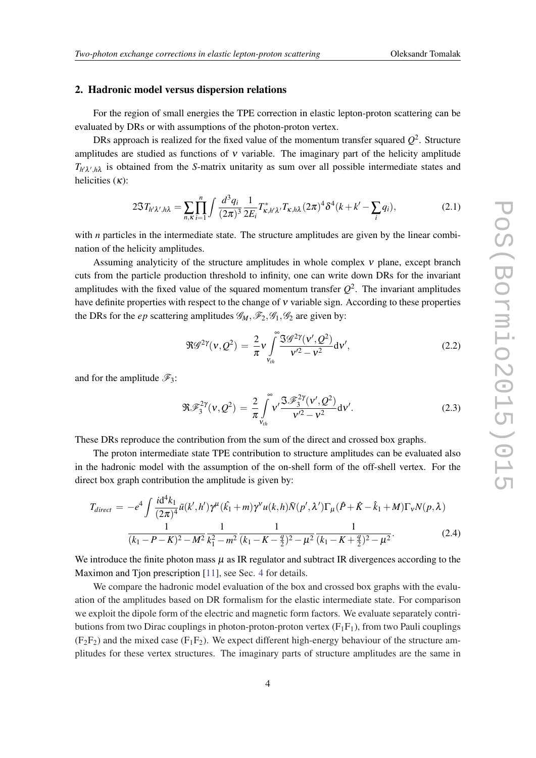## 2. Hadronic model versus dispersion relations

For the region of small energies the TPE correction in elastic lepton-proton scattering can be evaluated by DRs or with assumptions of the photon-proton vertex.

DRs approach is realized for the fixed value of the momentum transfer squared $Q^2$. Structure amplitudes are studied as functions of $\nu$ variable. The imaginary part of the helicity amplitude $T_{h'\lambda',h\lambda}$ is obtained from the *S*-matrix unitarity as sum over all possible intermediate states and helicities ($\kappa$):

$$2\Im T_{h'\lambda',h\lambda} = \sum_{n,\kappa} \prod_{i=1}^{n} \int \frac{d^3 q_i}{(2\pi)^3} \frac{1}{2E_i} T^*_{\kappa,h'\lambda'} T_{\kappa,h\lambda} (2\pi)^4 \delta^4(k+k'-\sum_i q_i), \tag{2.1}$$

with *n* particles in the intermediate state. The structure amplitudes are given by the linear combination of the helicity amplitudes.

Assuming analyticity of the structure amplitudes in whole complex $\nu$ plane, except branch cuts from the particle production threshold to infinity, one can write down DRs for the invariant amplitudes with the fixed value of the squared momentum transfer $Q^2$. The invariant amplitudes have definite properties with respect to the change of $\nu$ variable sign. According to these properties the DRs for the *ep* scattering amplitudes $\mathscr{G}_M, \mathscr{F}_2, \mathscr{G}_1, \mathscr{G}_2$ are given by:

$$\Re \mathscr{G}^{2\gamma}(\nu, Q^2) = \frac{2}{\pi} \nu \int_{\nu_{th}}^{\infty} \frac{\Im \mathscr{G}^{2\gamma}(\nu', Q^2)}{\nu'^2 - \nu^2} d\nu', \tag{2.2}$$

and for the amplitude $\mathscr{F}_3$:

$$\Re \mathscr{F}_3^{2\gamma}(\nu, Q^2) = \frac{2}{\pi} \int_{\nu_{th}}^{\infty} \nu' \frac{\Im \mathscr{F}_3^{2\gamma}(\nu', Q^2)}{\nu'^2 - \nu^2} d\nu'. \tag{2.3}$$

These DRs reproduce the contribution from the sum of the direct and crossed box graphs.

The proton intermediate state TPE contribution to structure amplitudes can be evaluated also in the hadronic model with the assumption of the on-shell form of the off-shell vertex. For the direct box graph contribution the amplitude is given by:

$$T_{direct} = -e^4 \int \frac{i d^4 k_1}{(2\pi)^4} \bar{u}(k', h') \gamma^\mu (\hat{k}_1 + m) \gamma^\nu u(k, h) \bar{N}(p', \lambda') \Gamma_\mu (\hat{P} + \hat{K} - \hat{k}_1 + M) \Gamma_\nu N(p, \lambda)$$
$$\frac{1}{(k_1 - P - K)^2 - M^2} \frac{1}{k_1^2 - m^2} \frac{1}{(k_1 - K - \frac{q}{2})^2 - \mu^2} \frac{1}{(k_1 - K + \frac{q}{2})^2 - \mu^2}. \tag{2.4}$$

We introduce the finite photon mass $\mu$ as IR regulator and subtract IR divergences according to the Maximon and Tjon prescription [11], see Sec. 4 for details.

We compare the hadronic model evaluation of the box and crossed box graphs with the evaluation of the amplitudes based on DR formalism for the elastic intermediate state. For comparison we exploit the dipole form of the electric and magnetic form factors. We evaluate separately contributions from two Dirac couplings in photon-proton-proton vertex ($F_1F_1$), from two Pauli couplings ($F_2F_2$) and the mixed case ($F_1F_2$). We expect different high-energy behaviour of the structure amplitudes for these vertex structures. The imaginary parts of structure amplitudes are the same in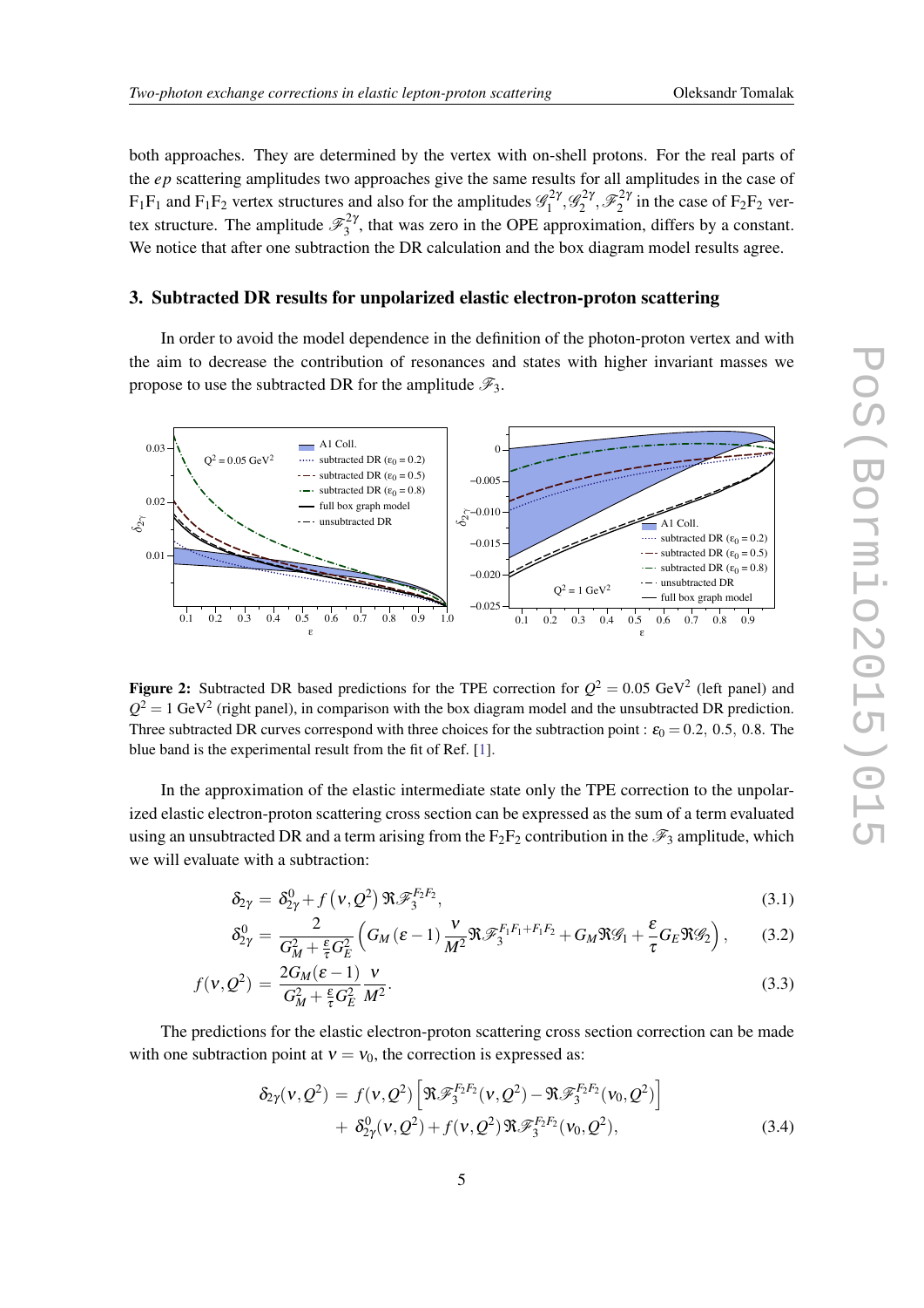both approaches. They are determined by the vertex with on-shell protons. For the real parts of the $ep$ scattering amplitudes two approaches give the same results for all amplitudes in the case of $\mathrm{F_1F_1}$ and $\mathrm{F_1F_2}$ vertex structures and also for the amplitudes $\mathscr{G}_1^{2\gamma}, \mathscr{G}_2^{2\gamma}, \mathscr{F}_2^{2\gamma}$ in the case of $\mathrm{F_2F_2}$ vertex structure. The amplitude $\mathscr{F}_3^{2\gamma}$, that was zero in the OPE approximation, differs by a constant. We notice that after one subtraction the DR calculation and the box diagram model results agree.

## 3. Subtracted DR results for unpolarized elastic electron-proton scattering

In order to avoid the model dependence in the definition of the photon-proton vertex and with the aim to decrease the contribution of resonances and states with higher invariant masses we propose to use the subtracted DR for the amplitude $\mathscr{F}_3$.

Q$^2$ = 0.05 GeV$^2$

A1 Coll.
subtracted DR ($\varepsilon_0$ = 0.2)
subtracted DR ($\varepsilon_0$ = 0.5)
subtracted DR ($\varepsilon_0$ = 0.8)
full box graph model
unsubtracted DR

$\delta_{2\gamma}$

0.03
0.02
0.01

0.1 0.2 0.3 0.4 0.5 0.6 0.7 0.8 0.9 1.0

ε

0
−0.005
−0.010
−0.015
−0.020
−0.025

A1 Coll.
subtracted DR ($\varepsilon_0$ = 0.2)
subtracted DR ($\varepsilon_0$ = 0.5)
subtracted DR ($\varepsilon_0$ = 0.8)
unsubtracted DR
full box graph model

Q$^2$ = 1 GeV$^2$

0.1 0.2 0.3 0.4 0.5 0.6 0.7 0.8 0.9

ε

**Figure 2:** Subtracted DR based predictions for the TPE correction for $Q^2 = 0.05$ GeV$^2$ (left panel) and $Q^2 = 1$ GeV$^2$ (right panel), in comparison with the box diagram model and the unsubtracted DR prediction. Three subtracted DR curves correspond with three choices for the subtraction point : $\varepsilon_0 = 0.2,\ 0.5,\ 0.8$. The blue band is the experimental result from the fit of Ref. [1].

In the approximation of the elastic intermediate state only the TPE correction to the unpolarized elastic electron-proton scattering cross section can be expressed as the sum of a term evaluated using an unsubtracted DR and a term arising from the $\mathrm{F_2F_2}$ contribution in the $\mathscr{F}_3$ amplitude, which we will evaluate with a subtraction:

$$\delta_{2\gamma} = \delta^0_{2\gamma} + f\left(\nu, Q^2\right) \Re \mathscr{F}_3^{F_2F_2}, \tag{3.1}$$

$$\delta^0_{2\gamma} = \frac{2}{G_M^2 + \frac{\varepsilon}{\tau} G_E^2} \left( G_M \left(\varepsilon - 1\right) \frac{\nu}{M^2} \Re \mathscr{F}_3^{F_1F_1 + F_1F_2} + G_M \Re \mathscr{G}_1 + \frac{\varepsilon}{\tau} G_E \Re \mathscr{G}_2 \right), \tag{3.2}$$

$$f(\nu, Q^2) = \frac{2 G_M (\varepsilon - 1)}{G_M^2 + \frac{\varepsilon}{\tau} G_E^2} \frac{\nu}{M^2}. \tag{3.3}$$

The predictions for the elastic electron-proton scattering cross section correction can be made with one subtraction point at $\nu = \nu_0$, the correction is expressed as:

$$\begin{aligned} \delta_{2\gamma}(\nu, Q^2) &= f(\nu, Q^2) \left[ \Re \mathscr{F}_3^{F_2F_2}(\nu, Q^2) - \Re \mathscr{F}_3^{F_2F_2}(\nu_0, Q^2) \right] \\ &+ \delta^0_{2\gamma}(\nu, Q^2) + f(\nu, Q^2) \Re \mathscr{F}_3^{F_2F_2}(\nu_0, Q^2), \end{aligned} \tag{3.4}$$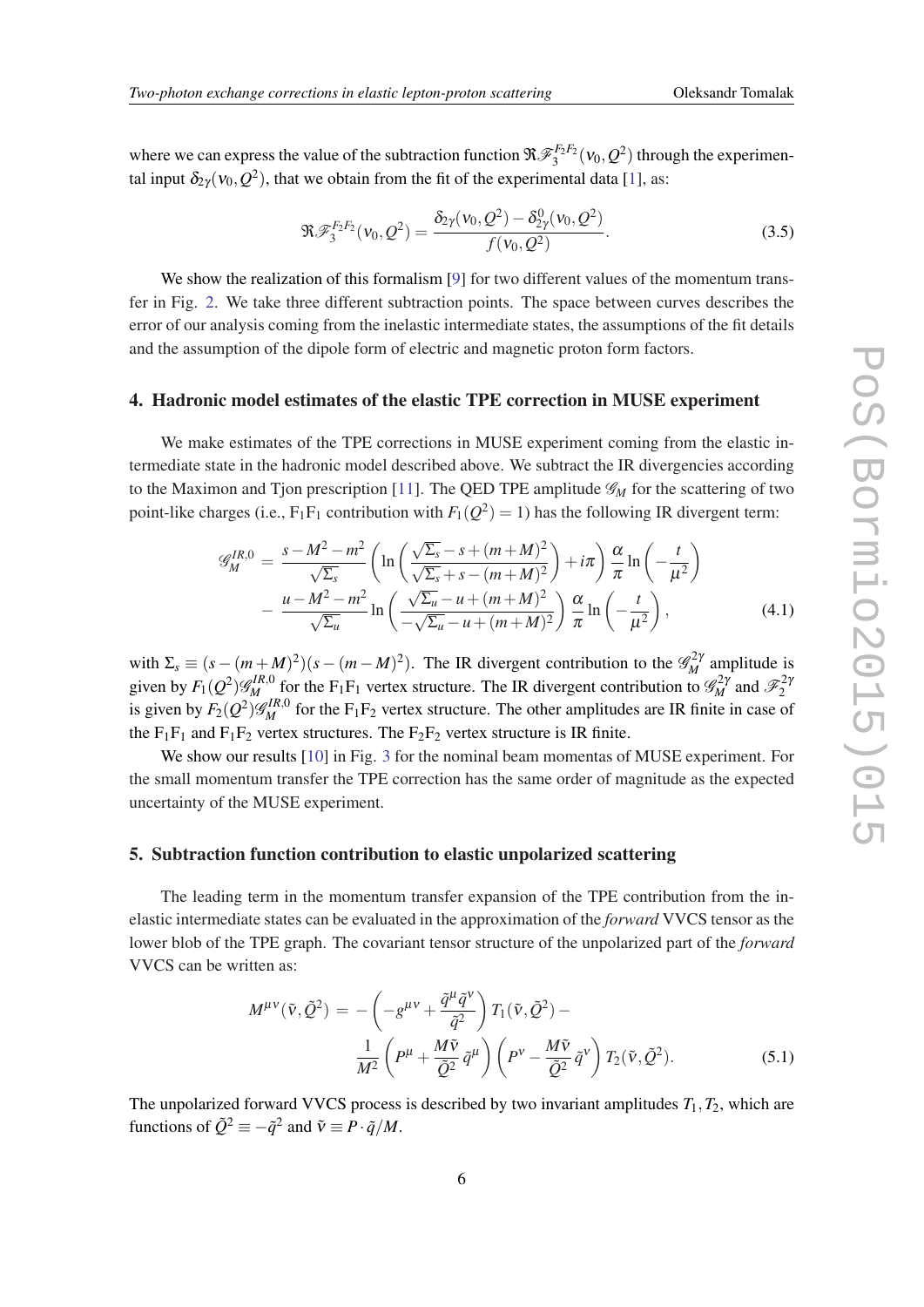where we can express the value of the subtraction function $\Re \mathscr{F}_3^{F_2F_2}(\nu_0, Q^2)$ through the experimental input $\delta_{2\gamma}(\nu_0, Q^2)$, that we obtain from the fit of the experimental data [1], as:

$$\Re \mathscr{F}_3^{F_2F_2}(\nu_0, Q^2) = \frac{\delta_{2\gamma}(\nu_0, Q^2) - \delta^0_{2\gamma}(\nu_0, Q^2)}{f(\nu_0, Q^2)}. \tag{3.5}$$

We show the realization of this formalism [9] for two different values of the momentum transfer in Fig. 2. We take three different subtraction points. The space between curves describes the error of our analysis coming from the inelastic intermediate states, the assumptions of the fit details and the assumption of the dipole form of electric and magnetic proton form factors.

## 4. Hadronic model estimates of the elastic TPE correction in MUSE experiment

We make estimates of the TPE corrections in MUSE experiment coming from the elastic intermediate state in the hadronic model described above. We subtract the IR divergencies according to the Maximon and Tjon prescription [11]. The QED TPE amplitude $\mathscr{G}_M$ for the scattering of two point-like charges (i.e., $F_1F_1$ contribution with $F_1(Q^2) = 1$) has the following IR divergent term:

$$\begin{aligned}
\mathscr{G}_M^{IR,0} = & \frac{s - M^2 - m^2}{\sqrt{\Sigma_s}} \left( \ln \left( \frac{\sqrt{\Sigma_s} - s + (m+M)^2}{\sqrt{\Sigma_s} + s - (m+M)^2} \right) + i\pi \right) \frac{\alpha}{\pi} \ln \left( -\frac{t}{\mu^2} \right) \\
& - \frac{u - M^2 - m^2}{\sqrt{\Sigma_u}} \ln \left( \frac{\sqrt{\Sigma_u} - u + (m+M)^2}{-\sqrt{\Sigma_u} - u + (m+M)^2} \right) \frac{\alpha}{\pi} \ln \left( -\frac{t}{\mu^2} \right),
\end{aligned} \tag{4.1}$$

with $\Sigma_s \equiv (s - (m+M)^2)(s - (m-M)^2)$. The IR divergent contribution to the $\mathscr{G}_M^{2\gamma}$ amplitude is given by $F_1(Q^2)\mathscr{G}_M^{IR,0}$ for the $F_1F_1$ vertex structure. The IR divergent contribution to $\mathscr{G}_M^{2\gamma}$ and $\mathscr{F}_2^{2\gamma}$ is given by $F_2(Q^2)\mathscr{G}_M^{IR,0}$ for the $F_1F_2$ vertex structure. The other amplitudes are IR finite in case of the $F_1F_1$ and $F_1F_2$ vertex structures. The $F_2F_2$ vertex structure is IR finite.

We show our results [10] in Fig. 3 for the nominal beam momentas of MUSE experiment. For the small momentum transfer the TPE correction has the same order of magnitude as the expected uncertainty of the MUSE experiment.

## 5. Subtraction function contribution to elastic unpolarized scattering

The leading term in the momentum transfer expansion of the TPE contribution from the inelastic intermediate states can be evaluated in the approximation of the *forward* VVCS tensor as the lower blob of the TPE graph. The covariant tensor structure of the unpolarized part of the *forward* VVCS can be written as:

$$\begin{aligned}
M^{\mu\nu}(\tilde{\nu}, \tilde{Q}^2) = & - \left( -g^{\mu\nu} + \frac{\tilde{q}^\mu \tilde{q}^\nu}{\tilde{q}^2} \right) T_1(\tilde{\nu}, \tilde{Q}^2) - \\
& \frac{1}{M^2} \left( P^\mu + \frac{M\tilde{\nu}}{\tilde{Q}^2} \tilde{q}^\mu \right) \left( P^\nu - \frac{M\tilde{\nu}}{\tilde{Q}^2} \tilde{q}^\nu \right) T_2(\tilde{\nu}, \tilde{Q}^2).
\end{aligned} \tag{5.1}$$

The unpolarized forward VVCS process is described by two invariant amplitudes $T_1, T_2$, which are functions of $\tilde{Q}^2 \equiv -\tilde{q}^2$ and $\tilde{\nu} \equiv P \cdot \tilde{q}/M$.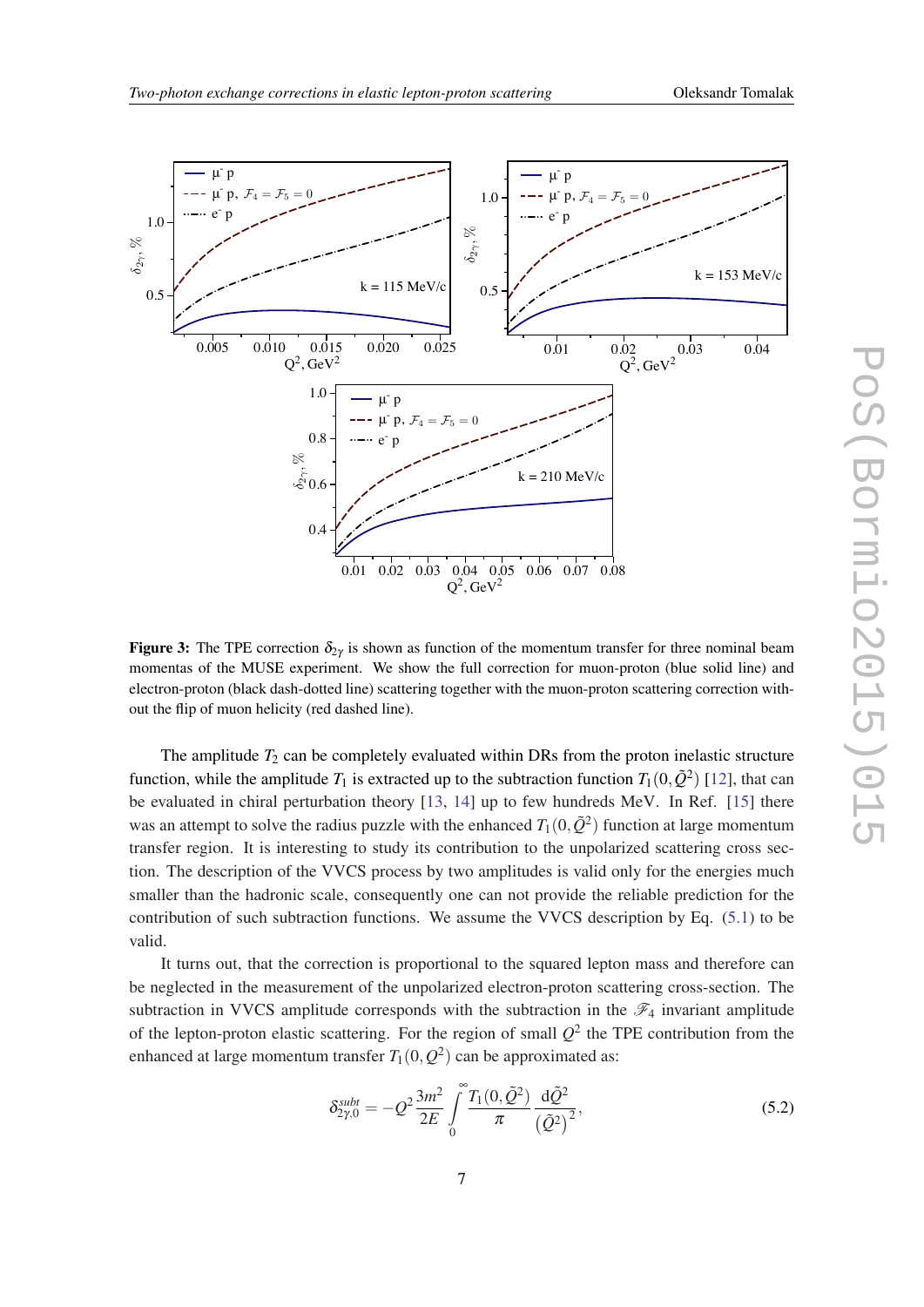μ⁻ p
μ⁻ p, $\mathcal{F}_4 = \mathcal{F}_5 = 0$
e⁻ p
k = 115 MeV/c
$\delta_{2\gamma}$, %
1.0
0.5
0.005 0.010 0.015 0.020 0.025
$Q^2$, GeV$^2$

μ⁻ p
μ⁻ p, $\mathcal{F}_4 = \mathcal{F}_5 = 0$
e⁻ p
k = 153 MeV/c
$\delta_{2\gamma}$, %
1.0
0.5
0.01 0.02 0.03 0.04
$Q^2$, GeV$^2$

μ⁻ p
μ⁻ p, $\mathcal{F}_4 = \mathcal{F}_5 = 0$
e⁻ p
k = 210 MeV/c
$\delta_{2\gamma}$, %
1.0
0.8
0.6
0.4
0.01 0.02 0.03 0.04 0.05 0.06 0.07 0.08
$Q^2$, GeV$^2$

**Figure 3:** The TPE correction $\delta_{2\gamma}$ is shown as function of the momentum transfer for three nominal beam momentas of the MUSE experiment. We show the full correction for muon-proton (blue solid line) and electron-proton (black dash-dotted line) scattering together with the muon-proton scattering correction without the flip of muon helicity (red dashed line).

The amplitude $T_2$ can be completely evaluated within DRs from the proton inelastic structure function, while the amplitude $T_1$ is extracted up to the subtraction function $T_1(0,\tilde{Q}^2)$ [12], that can be evaluated in chiral perturbation theory [13, 14] up to few hundreds MeV. In Ref. [15] there was an attempt to solve the radius puzzle with the enhanced $T_1(0,\tilde{Q}^2)$ function at large momentum transfer region. It is interesting to study its contribution to the unpolarized scattering cross section. The description of the VVCS process by two amplitudes is valid only for the energies much smaller than the hadronic scale, consequently one can not provide the reliable prediction for the contribution of such subtraction functions. We assume the VVCS description by Eq. (5.1) to be valid.

It turns out, that the correction is proportional to the squared lepton mass and therefore can be neglected in the measurement of the unpolarized electron-proton scattering cross-section. The subtraction in VVCS amplitude corresponds with the subtraction in the $\mathcal{F}_4$ invariant amplitude of the lepton-proton elastic scattering. For the region of small $Q^2$ the TPE contribution from the enhanced at large momentum transfer $T_1(0,Q^2)$ can be approximated as:

$$\delta^{subt}_{2\gamma,0} = -Q^2 \frac{3m^2}{2E} \int_0^\infty \frac{T_1(0,\tilde{Q}^2)}{\pi} \frac{\mathrm{d}\tilde{Q}^2}{\left(\tilde{Q}^2\right)^2}, \tag{5.2}$$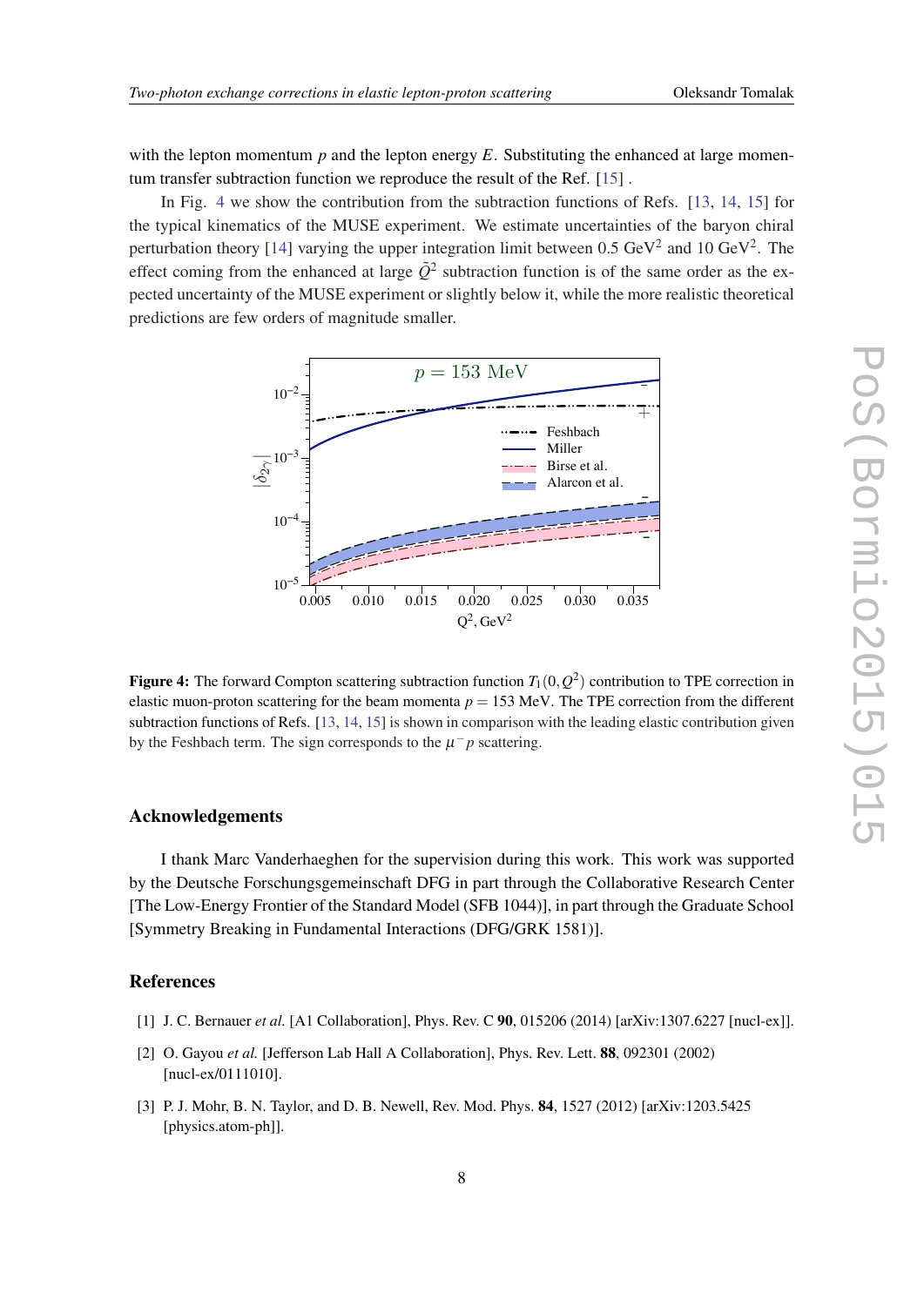with the lepton momentum $p$ and the lepton energy $E$. Substituting the enhanced at large momentum transfer subtraction function we reproduce the result of the Ref. [15] .

In Fig. 4 we show the contribution from the subtraction functions of Refs. [13, 14, 15] for the typical kinematics of the MUSE experiment. We estimate uncertainties of the baryon chiral perturbation theory [14] varying the upper integration limit between 0.5 GeV$^2$ and 10 GeV$^2$. The effect coming from the enhanced at large $\tilde{Q}^2$ subtraction function is of the same order as the expected uncertainty of the MUSE experiment or slightly below it, while the more realistic theoretical predictions are few orders of magnitude smaller.

$p = 153$ MeV

$|\delta_{2\gamma}|$

$10^{-2}$
$10^{-3}$
$10^{-4}$
$10^{-5}$

Feshbach
Miller
Birse et al.
Alarcon et al.

+
−
−
−

0.005 0.010 0.015 0.020 0.025 0.030 0.035

$Q^2$, GeV$^2$

**Figure 4:** The forward Compton scattering subtraction function $T_1(0, Q^2)$ contribution to TPE correction in elastic muon-proton scattering for the beam momenta $p = 153$ MeV. The TPE correction from the different subtraction functions of Refs. [13, 14, 15] is shown in comparison with the leading elastic contribution given by the Feshbach term. The sign corresponds to the $\mu^- p$ scattering.

## Acknowledgements

I thank Marc Vanderhaeghen for the supervision during this work. This work was supported by the Deutsche Forschungsgemeinschaft DFG in part through the Collaborative Research Center [The Low-Energy Frontier of the Standard Model (SFB 1044)], in part through the Graduate School [Symmetry Breaking in Fundamental Interactions (DFG/GRK 1581)].

## References

[1] J. C. Bernauer *et al.* [A1 Collaboration], Phys. Rev. C **90**, 015206 (2014) [arXiv:1307.6227 [nucl-ex]].

[2] O. Gayou *et al.* [Jefferson Lab Hall A Collaboration], Phys. Rev. Lett. **88**, 092301 (2002) [nucl-ex/0111010].

[3] P. J. Mohr, B. N. Taylor, and D. B. Newell, Rev. Mod. Phys. **84**, 1527 (2012) [arXiv:1203.5425 [physics.atom-ph]].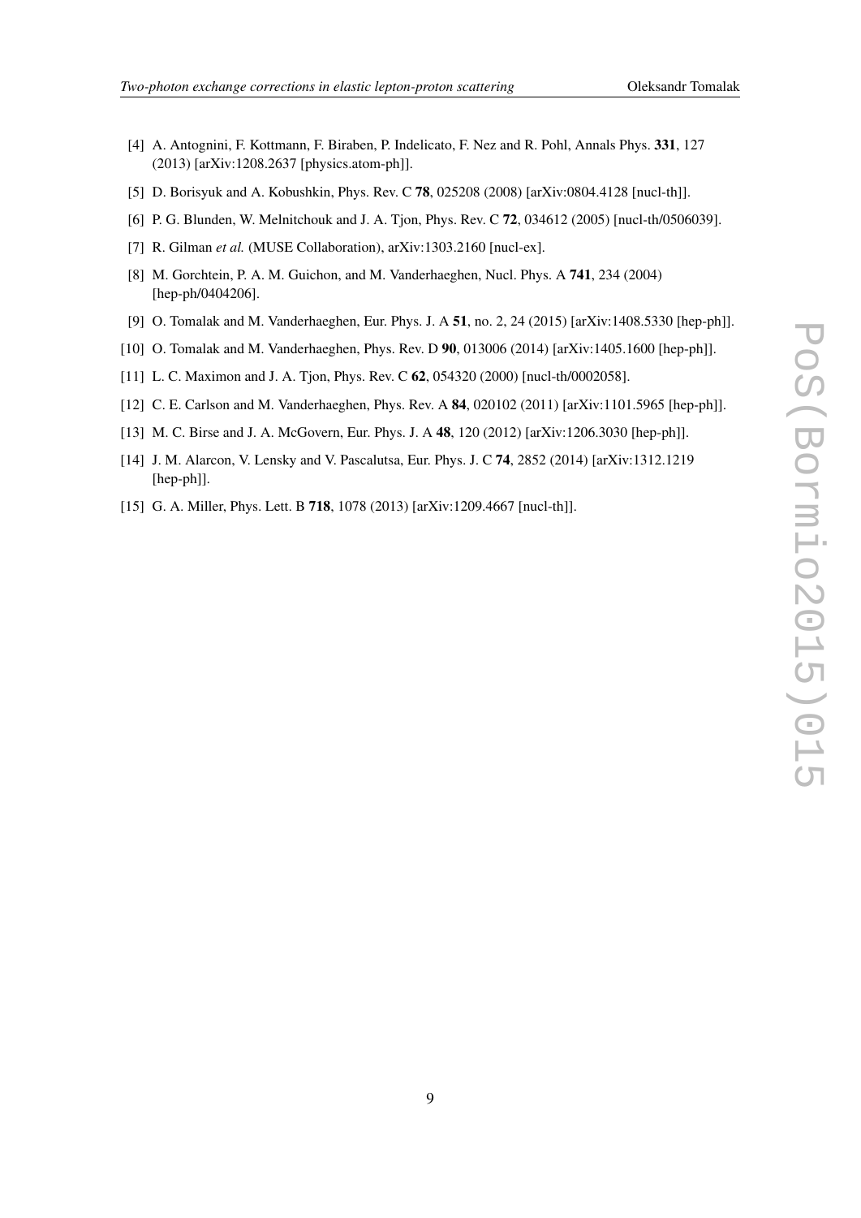[4] A. Antognini, F. Kottmann, F. Biraben, P. Indelicato, F. Nez and R. Pohl, Annals Phys. **331**, 127 (2013) [arXiv:1208.2637 [physics.atom-ph]].

[5] D. Borisyuk and A. Kobushkin, Phys. Rev. C **78**, 025208 (2008) [arXiv:0804.4128 [nucl-th]].

[6] P. G. Blunden, W. Melnitchouk and J. A. Tjon, Phys. Rev. C **72**, 034612 (2005) [nucl-th/0506039].

[7] R. Gilman *et al.* (MUSE Collaboration), arXiv:1303.2160 [nucl-ex].

[8] M. Gorchtein, P. A. M. Guichon, and M. Vanderhaeghen, Nucl. Phys. A **741**, 234 (2004) [hep-ph/0404206].

[9] O. Tomalak and M. Vanderhaeghen, Eur. Phys. J. A **51**, no. 2, 24 (2015) [arXiv:1408.5330 [hep-ph]].

[10] O. Tomalak and M. Vanderhaeghen, Phys. Rev. D **90**, 013006 (2014) [arXiv:1405.1600 [hep-ph]].

[11] L. C. Maximon and J. A. Tjon, Phys. Rev. C **62**, 054320 (2000) [nucl-th/0002058].

[12] C. E. Carlson and M. Vanderhaeghen, Phys. Rev. A **84**, 020102 (2011) [arXiv:1101.5965 [hep-ph]].

[13] M. C. Birse and J. A. McGovern, Eur. Phys. J. A **48**, 120 (2012) [arXiv:1206.3030 [hep-ph]].

[14] J. M. Alarcon, V. Lensky and V. Pascalutsa, Eur. Phys. J. C **74**, 2852 (2014) [arXiv:1312.1219 [hep-ph]].

[15] G. A. Miller, Phys. Lett. B **718**, 1078 (2013) [arXiv:1209.4667 [nucl-th]].